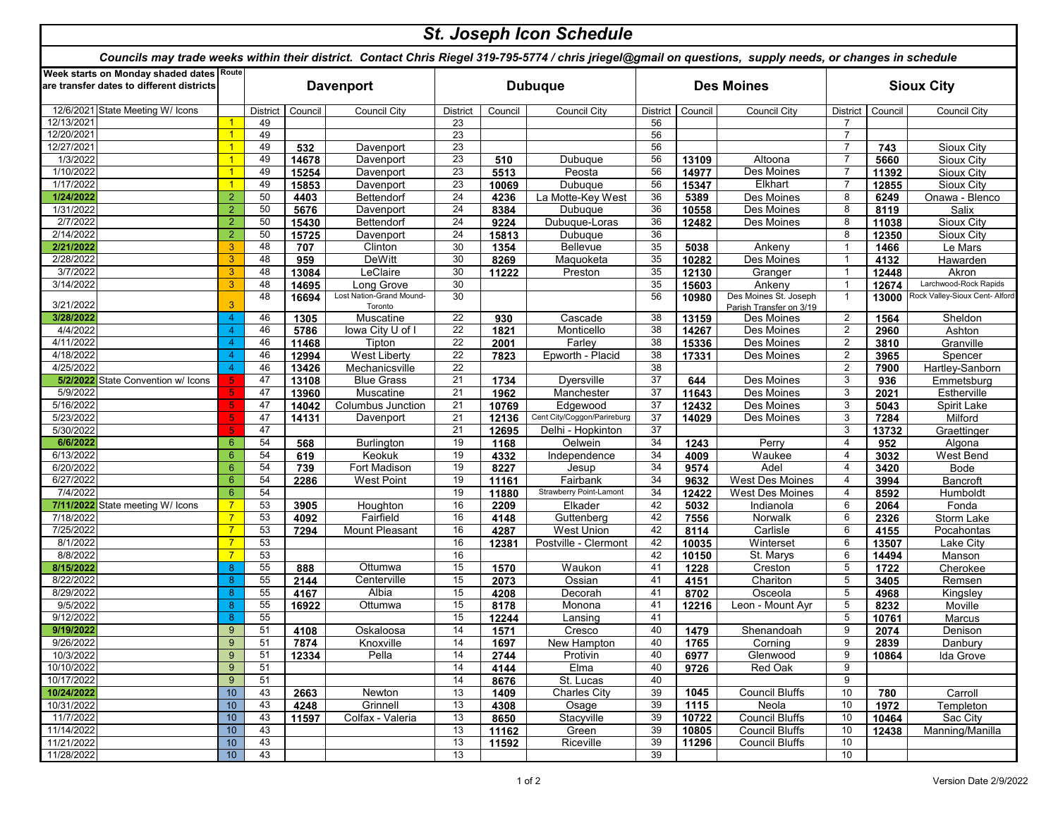# St. Joseph Icon Schedule

*Councils may trade weeks within their district. Contact Chris Riegel 319-795-5774 / chris jriegel@gmail on questions, supply needs, or changes in schedule*

| Week starts on Monday shaded dates are transfer dates to different districts | | Route | Davenport | | | Dubuque | | | Des Moines | | | Sioux City | | |
|---|---|---|---|---|---|---|---|---|---|---|---|---|---|---|
| 12/6/2021 | State Meeting W/ Icons | | District | Council | Council City | District | Council | Council City | District | Council | Council City | District | Council | Council City |
| 12/13/2021 | | 1 | 49 | | | 23 | | | 56 | | | 7 | | |
| 12/20/2021 | | 1 | 49 | | | 23 | | | 56 | | | 7 | | |
| 12/27/2021 | | 1 | 49 | 532 | Davenport | 23 | | | 56 | | | 7 | 743 | Sioux City |
| 1/3/2022 | | 1 | 49 | 14678 | Davenport | 23 | 510 | Dubuque | 56 | 13109 | Altoona | 7 | 5660 | Sioux City |
| 1/10/2022 | | 1 | 49 | 15254 | Davenport | 23 | 5513 | Peosta | 56 | 14977 | Des Moines | 7 | 11392 | Sioux City |
| 1/17/2022 | | 1 | 49 | 15853 | Davenport | 23 | 10069 | Dubuque | 56 | 15347 | Elkhart | 7 | 12855 | Sioux City |
| 1/24/2022 | | 2 | 50 | 4403 | Bettendorf | 24 | 4236 | La Motte-Key West | 36 | 5389 | Des Moines | 8 | 6249 | Onawa - Blenco |
| 1/31/2022 | | 2 | 50 | 5676 | Davenport | 24 | 8384 | Dubuque | 36 | 10558 | Des Moines | 8 | 8119 | Salix |
| 2/7/2022 | | 2 | 50 | 15430 | Bettendorf | 24 | 9224 | Dubuque-Loras | 36 | 12482 | Des Moines | 8 | 11038 | Sioux City |
| 2/14/2022 | | 2 | 50 | 15725 | Davenport | 24 | 15813 | Dubuque | 36 | | | 8 | 12350 | Sioux City |
| 2/21/2022 | | 3 | 48 | 707 | Clinton | 30 | 1354 | Bellevue | 35 | 5038 | Ankeny | 1 | 1466 | Le Mars |
| 2/28/2022 | | 3 | 48 | 959 | DeWitt | 30 | 8269 | Maquoketa | 35 | 10282 | Des Moines | 1 | 4132 | Hawarden |
| 3/7/2022 | | 3 | 48 | 13084 | LeClaire | 30 | 11222 | Preston | 35 | 12130 | Granger | 1 | 12448 | Akron |
| 3/14/2022 | | 3 | 48 | 14695 | Long Grove | 30 | | | 35 | 15603 | Ankeny | 1 | 12674 | Larchwood-Rock Rapids |
| 3/21/2022 | | 3 | 48 | 16694 | Lost Nation-Grand Mound-Toronto | 30 | | | 56 | 10980 | Des Moines St. Joseph Parish Transfer on 3/19 | 1 | 13000 | Rock Valley-Sioux Cent- Alford |
| 3/28/2022 | | 4 | 46 | 1305 | Muscatine | 22 | 930 | Cascade | 38 | 13159 | Des Moines | 2 | 1564 | Sheldon |
| 4/4/2022 | | 4 | 46 | 5786 | Iowa City U of I | 22 | 1821 | Monticello | 38 | 14267 | Des Moines | 2 | 2960 | Ashton |
| 4/11/2022 | | 4 | 46 | 11468 | Tipton | 22 | 2001 | Farley | 38 | 15336 | Des Moines | 2 | 3810 | Granville |
| 4/18/2022 | | 4 | 46 | 12994 | West Liberty | 22 | 7823 | Epworth - Placid | 38 | 17331 | Des Moines | 2 | 3965 | Spencer |
| 4/25/2022 | | 4 | 46 | 13426 | Mechanicsville | 22 | | | 38 | | | 2 | 7900 | Hartley-Sanborn |
| 5/2/2022 | State Convention w/ Icons | 5 | 47 | 13108 | Blue Grass | 21 | 1734 | Dyersville | 37 | 644 | Des Moines | 3 | 936 | Emmetsburg |
| 5/9/2022 | | 5 | 47 | 13960 | Muscatine | 21 | 1962 | Manchester | 37 | 11643 | Des Moines | 3 | 2021 | Estherville |
| 5/16/2022 | | 5 | 47 | 14042 | Columbus Junction | 21 | 10769 | Edgewood | 37 | 12432 | Des Moines | 3 | 5043 | Spirit Lake |
| 5/23/2022 | | 5 | 47 | 14131 | Davenport | 21 | 12136 | Cent City/Coggon/Parireburg | 37 | 14029 | Des Moines | 3 | 7284 | Milford |
| 5/30/2022 | | 5 | 47 | | | 21 | 12695 | Delhi - Hopkinton | 37 | | | 3 | 13732 | Graettinger |
| 6/6/2022 | | 6 | 54 | 568 | Burlington | 19 | 1168 | Oelwein | 34 | 1243 | Perry | 4 | 952 | Algona |
| 6/13/2022 | | 6 | 54 | 619 | Keokuk | 19 | 4332 | Independence | 34 | 4009 | Waukee | 4 | 3032 | West Bend |
| 6/20/2022 | | 6 | 54 | 739 | Fort Madison | 19 | 8227 | Jesup | 34 | 9574 | Adel | 4 | 3420 | Bode |
| 6/27/2022 | | 6 | 54 | 2286 | West Point | 19 | 11161 | Fairbank | 34 | 9632 | West Des Moines | 4 | 3994 | Bancroft |
| 7/4/2022 | | 6 | 54 | | | 19 | 11880 | Strawberry Point-Lamont | 34 | 12422 | West Des Moines | 4 | 8592 | Humboldt |
| 7/11/2022 | State meeting W/ Icons | 7 | 53 | 3905 | Houghton | 16 | 2209 | Elkader | 42 | 5032 | Indianola | 6 | 2064 | Fonda |
| 7/18/2022 | | 7 | 53 | 4092 | Fairfield | 16 | 4148 | Guttenberg | 42 | 7556 | Norwalk | 6 | 2326 | Storm Lake |
| 7/25/2022 | | 7 | 53 | 7294 | Mount Pleasant | 16 | 4287 | West Union | 42 | 8114 | Carlisle | 6 | 4155 | Pocahontas |
| 8/1/2022 | | 7 | 53 | | | 16 | 12381 | Postville - Clermont | 42 | 10035 | Winterset | 6 | 13507 | Lake City |
| 8/8/2022 | | 7 | 53 | | | 16 | | | 42 | 10150 | St. Marys | 6 | 14494 | Manson |
| 8/15/2022 | | 8 | 55 | 888 | Ottumwa | 15 | 1570 | Waukon | 41 | 1228 | Creston | 5 | 1722 | Cherokee |
| 8/22/2022 | | 8 | 55 | 2144 | Centerville | 15 | 2073 | Ossian | 41 | 4151 | Chariton | 5 | 3405 | Remsen |
| 8/29/2022 | | 8 | 55 | 4167 | Albia | 15 | 4208 | Decorah | 41 | 8702 | Osceola | 5 | 4968 | Kingsley |
| 9/5/2022 | | 8 | 55 | 16922 | Ottumwa | 15 | 8178 | Monona | 41 | 12216 | Leon - Mount Ayr | 5 | 8232 | Moville |
| 9/12/2022 | | 8 | 55 | | | 15 | 12244 | Lansing | 41 | | | 5 | 10761 | Marcus |
| 9/19/2022 | | 9 | 51 | 4108 | Oskaloosa | 14 | 1571 | Cresco | 40 | 1479 | Shenandoah | 9 | 2074 | Denison |
| 9/26/2022 | | 9 | 51 | 7874 | Knoxville | 14 | 1697 | New Hampton | 40 | 1765 | Corning | 9 | 2839 | Danbury |
| 10/3/2022 | | 9 | 51 | 12334 | Pella | 14 | 2744 | Protivin | 40 | 6977 | Glenwood | 9 | 10864 | Ida Grove |
| 10/10/2022 | | 9 | 51 | | | 14 | 4144 | Elma | 40 | 9726 | Red Oak | 9 | | |
| 10/17/2022 | | 9 | 51 | | | 14 | 8676 | St. Lucas | 40 | | | 9 | | |
| 10/24/2022 | | 10 | 43 | 2663 | Newton | 13 | 1409 | Charles City | 39 | 1045 | Council Bluffs | 10 | 780 | Carroll |
| 10/31/2022 | | 10 | 43 | 4248 | Grinnell | 13 | 4308 | Osage | 39 | 1115 | Neola | 10 | 1972 | Templeton |
| 11/7/2022 | | 10 | 43 | 11597 | Colfax - Valeria | 13 | 8650 | Stacyville | 39 | 10722 | Council Bluffs | 10 | 10464 | Sac City |
| 11/14/2022 | | 10 | 43 | | | 13 | 11162 | Green | 39 | 10805 | Council Bluffs | 10 | 12438 | Manning/Manilla |
| 11/21/2022 | | 10 | 43 | | | 13 | 11592 | Riceville | 39 | 11296 | Council Bluffs | 10 | | |
| 11/28/2022 | | 10 | 43 | | | 13 | | | 39 | | | 10 | | |

Version Date 2/9/2022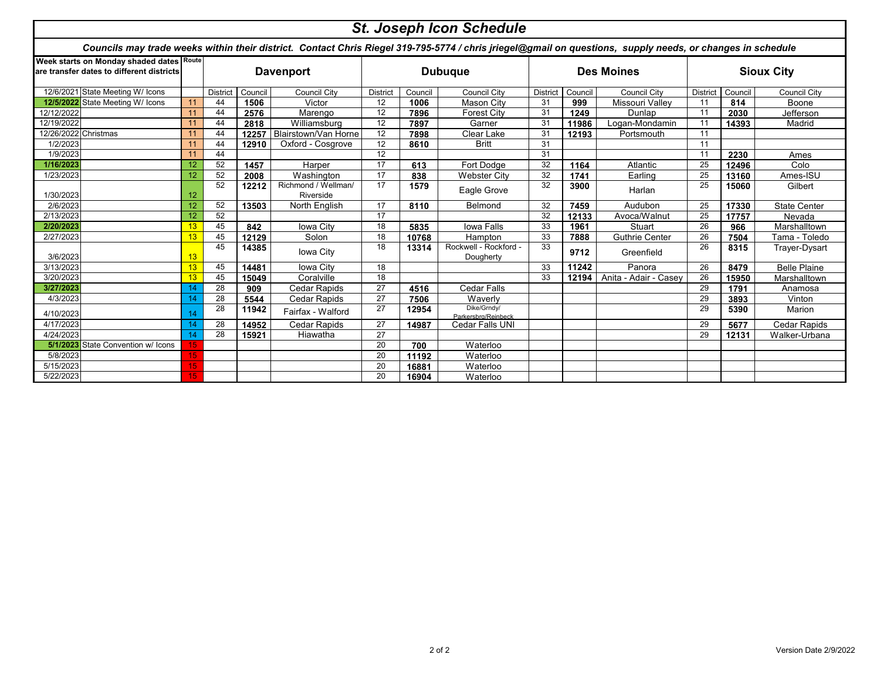# St. Joseph Icon Schedule

***Councils may trade weeks within their district. Contact Chris Riegel 319-795-5774 / chris jriegel@gmail on questions, supply needs, or changes in schedule***

| Week starts on Monday shaded dates are transfer dates to different districts | | Route | Davenport | | | Dubuque | | | Des Moines | | | Sioux City | | |
|---|---|---|---|---|---|---|---|---|---|---|---|---|---|---|
| | | | District | Council | Council City | District | Council | Council City | District | Council | Council City | District | Council | Council City |
| 12/6/2021 | State Meeting W/ Icons | | | | | | | | | | | | | |
| **12/5/2022** | State Meeting W/ Icons | 11 | 44 | **1506** | Victor | 12 | **1006** | Mason City | 31 | **999** | Missouri Valley | 11 | **814** | Boone |
| 12/12/2022 | | 11 | 44 | **2576** | Marengo | 12 | **7896** | Forest City | 31 | **1249** | Dunlap | 11 | **2030** | Jefferson |
| 12/19/2022 | | 11 | 44 | **2818** | Williamsburg | 12 | **7897** | Garner | 31 | **11986** | Logan-Mondamin | 11 | **14393** | Madrid |
| 12/26/2022 | Christmas | 11 | 44 | **12257** | Blairstown/Van Horne | 12 | **7898** | Clear Lake | 31 | **12193** | Portsmouth | 11 | | |
| 1/2/2023 | | 11 | 44 | **12910** | Oxford - Cosgrove | 12 | **8610** | Britt | 31 | | | 11 | | |
| 1/9/2023 | | 11 | 44 | | | 12 | | | 31 | | | 11 | **2230** | Ames |
| **1/16/2023** | | 12 | 52 | **1457** | Harper | 17 | **613** | Fort Dodge | 32 | **1164** | Atlantic | 25 | **12496** | Colo |
| 1/23/2023 | | 12 | 52 | **2008** | Washington | 17 | **838** | Webster City | 32 | **1741** | Earling | 25 | **13160** | Ames-ISU |
| 1/30/2023 | | 12 | 52 | **12212** | Richmond / Wellman/ Riverside | 17 | **1579** | Eagle Grove | 32 | **3900** | Harlan | 25 | **15060** | Gilbert |
| 2/6/2023 | | 12 | 52 | **13503** | North English | 17 | **8110** | Belmond | 32 | **7459** | Audubon | 25 | **17330** | State Center |
| 2/13/2023 | | 12 | 52 | | | 17 | | | 32 | **12133** | Avoca/Walnut | 25 | **17757** | Nevada |
| **2/20/2023** | | 13 | 45 | **842** | Iowa City | 18 | **5835** | Iowa Falls | 33 | **1961** | Stuart | 26 | **966** | Marshalltown |
| 2/27/2023 | | 13 | 45 | **12129** | Solon | 18 | **10768** | Hampton | 33 | **7888** | Guthrie Center | 26 | **7504** | Tama - Toledo |
| 3/6/2023 | | 13 | 45 | **14385** | Iowa City | 18 | **13314** | Rockwell - Rockford - Dougherty | 33 | **9712** | Greenfield | 26 | **8315** | Trayer-Dysart |
| 3/13/2023 | | 13 | 45 | **14481** | Iowa City | 18 | | | 33 | **11242** | Panora | 26 | **8479** | Belle Plaine |
| 3/20/2023 | | 13 | 45 | **15049** | Coralville | 18 | | | 33 | **12194** | Anita - Adair - Casey | 26 | **15950** | Marshalltown |
| **3/27/2023** | | 14 | 28 | **909** | Cedar Rapids | 27 | **4516** | Cedar Falls | | | | 29 | **1791** | Anamosa |
| 4/3/2023 | | 14 | 28 | **5544** | Cedar Rapids | 27 | **7506** | Waverly | | | | 29 | **3893** | Vinton |
| 4/10/2023 | | 14 | 28 | **11942** | Fairfax - Walford | 27 | **12954** | Dike/Grndy/ Parkersbrg/Reinbeck | | | | 29 | **5390** | Marion |
| 4/17/2023 | | 14 | 28 | **14952** | Cedar Rapids | 27 | **14987** | Cedar Falls UNI | | | | 29 | **5677** | Cedar Rapids |
| 4/24/2023 | | 14 | 28 | **15921** | Hiawatha | 27 | | | | | | 29 | **12131** | Walker-Urbana |
| **5/1/2023** | State Convention w/ Icons | 15 | | | | 20 | **700** | Waterloo | | | | | | |
| 5/8/2023 | | 15 | | | | 20 | **11192** | Waterloo | | | | | | |
| 5/15/2023 | | 15 | | | | 20 | **16881** | Waterloo | | | | | | |
| 5/22/2023 | | 15 | | | | 20 | **16904** | Waterloo | | | | | | |

Version Date 2/9/2022